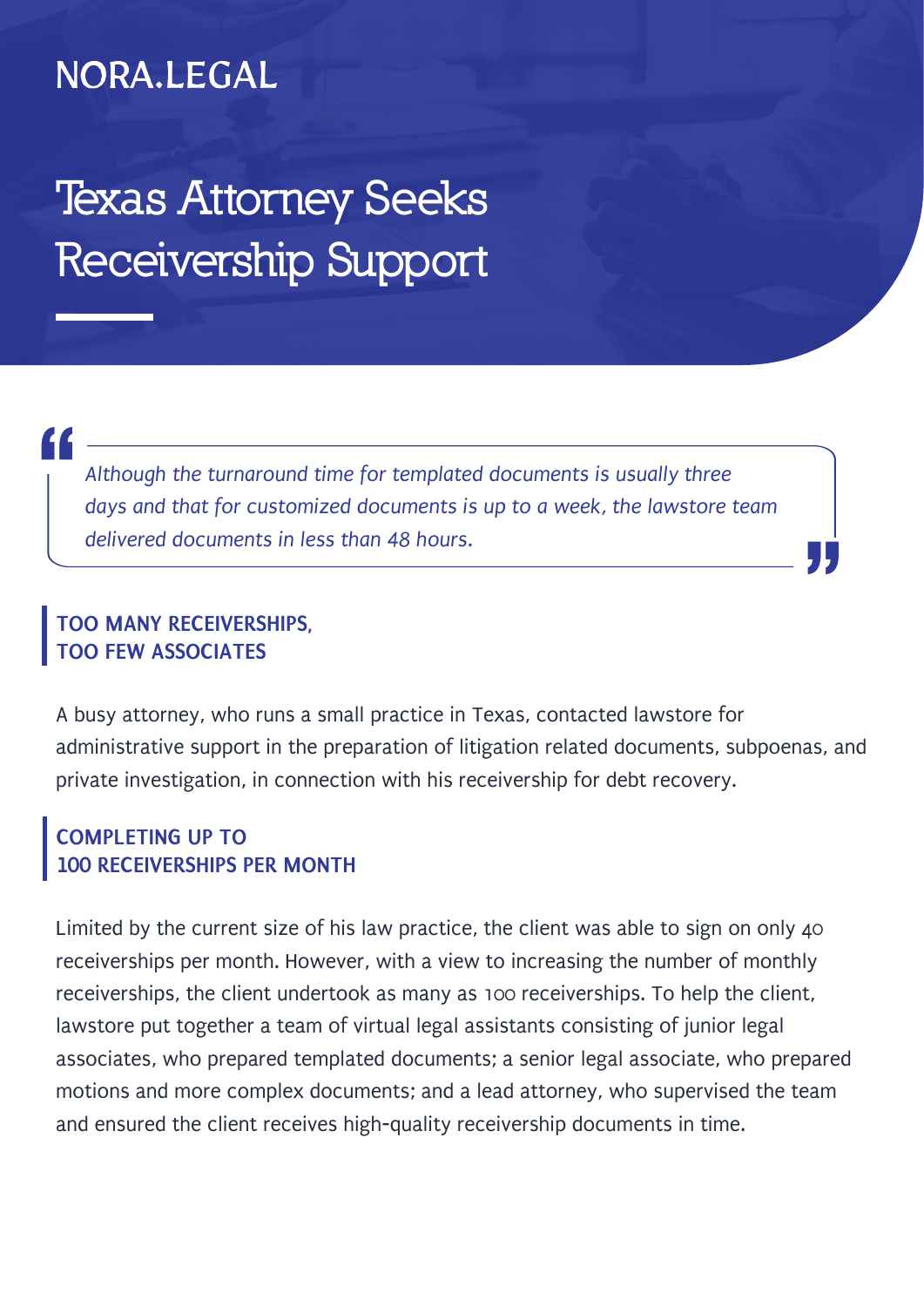NORA.LEGAL

# Texas Attorney Seeks Receivership Support

> *Although the turnaround time for templated documents is usually three days and that for customized documents is up to a week, the lawstore team delivered documents in less than 48 hours.*

## TOO MANY RECEIVERSHIPS, TOO FEW ASSOCIATES

A busy attorney, who runs a small practice in Texas, contacted lawstore for administrative support in the preparation of litigation related documents, subpoenas, and private investigation, in connection with his receivership for debt recovery.

## COMPLETING UP TO 100 RECEIVERSHIPS PER MONTH

Limited by the current size of his law practice, the client was able to sign on only 40 receiverships per month. However, with a view to increasing the number of monthly receiverships, the client undertook as many as 100 receiverships. To help the client, lawstore put together a team of virtual legal assistants consisting of junior legal associates, who prepared templated documents; a senior legal associate, who prepared motions and more complex documents; and a lead attorney, who supervised the team and ensured the client receives high-quality receivership documents in time.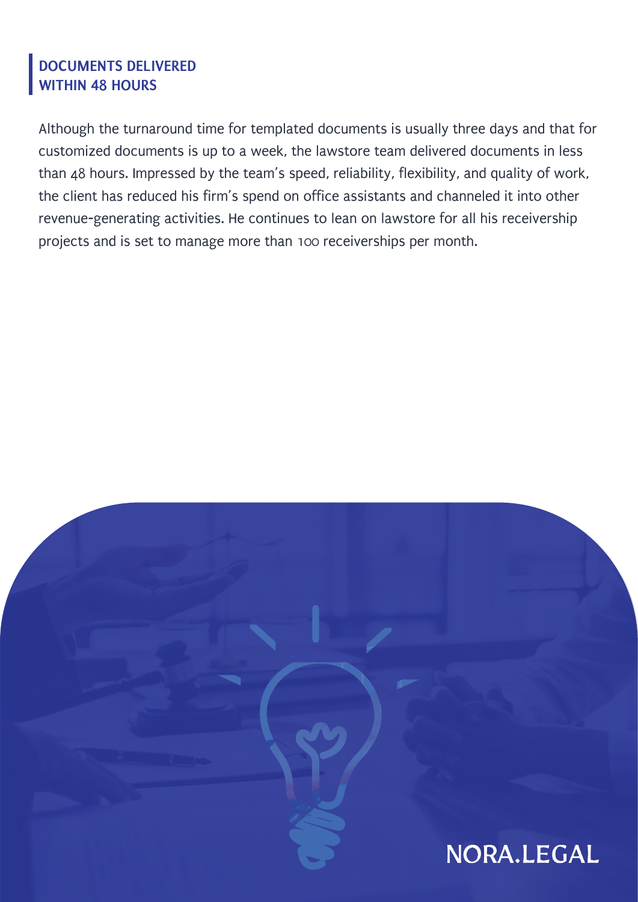## DOCUMENTS DELIVERED WITHIN 48 HOURS

Although the turnaround time for templated documents is usually three days and that for customized documents is up to a week, the lawstore team delivered documents in less than 48 hours. Impressed by the team's speed, reliability, flexibility, and quality of work, the client has reduced his firm's spend on office assistants and channeled it into other revenue-generating activities. He continues to lean on lawstore for all his receivership projects and is set to manage more than 100 receiverships per month.

NORA.LEGAL